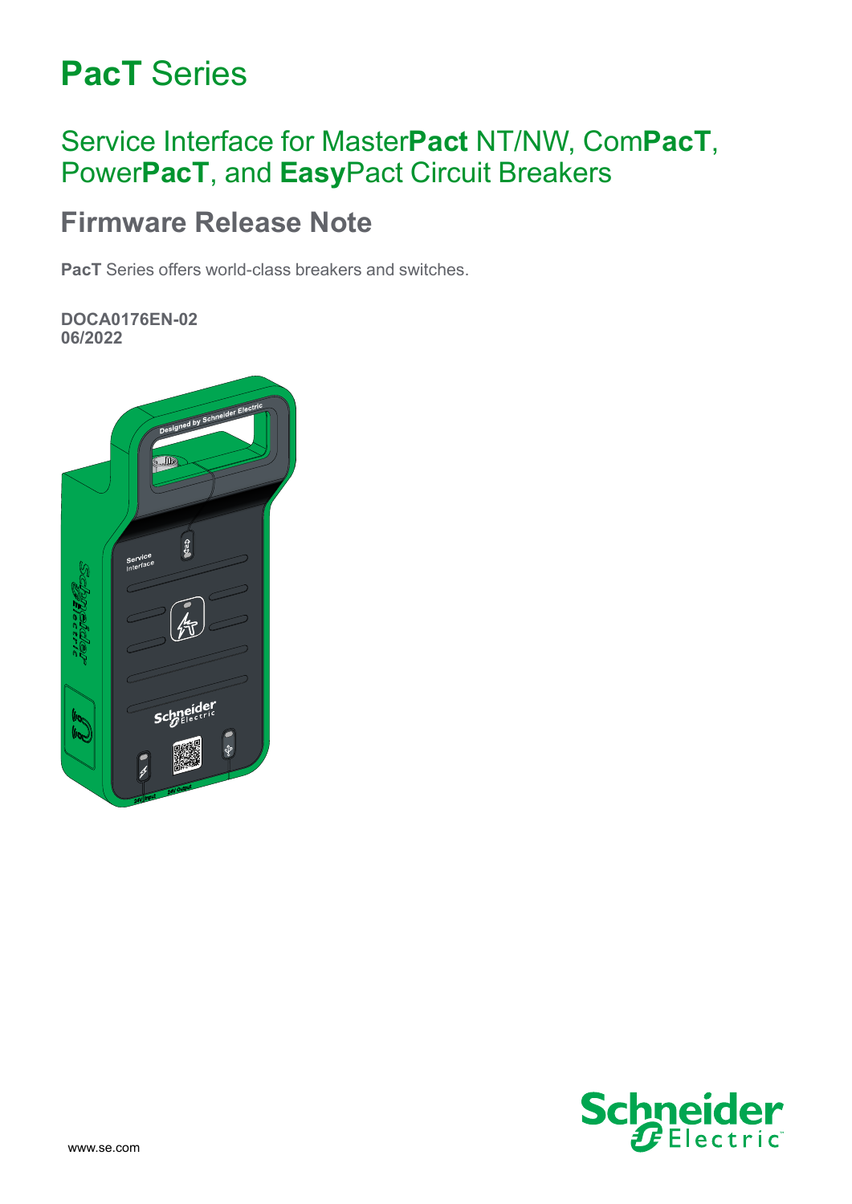# **PacT** Series

## Service Interface for Master**Pact** NT/NW, Com**PacT**, Power**PacT**, and **Easy**Pact Circuit Breakers

## Firmware Release Note

**PacT** Series offers world-class breakers and switches.

**DOCA0176EN-02**
**06/2022**

www.se.com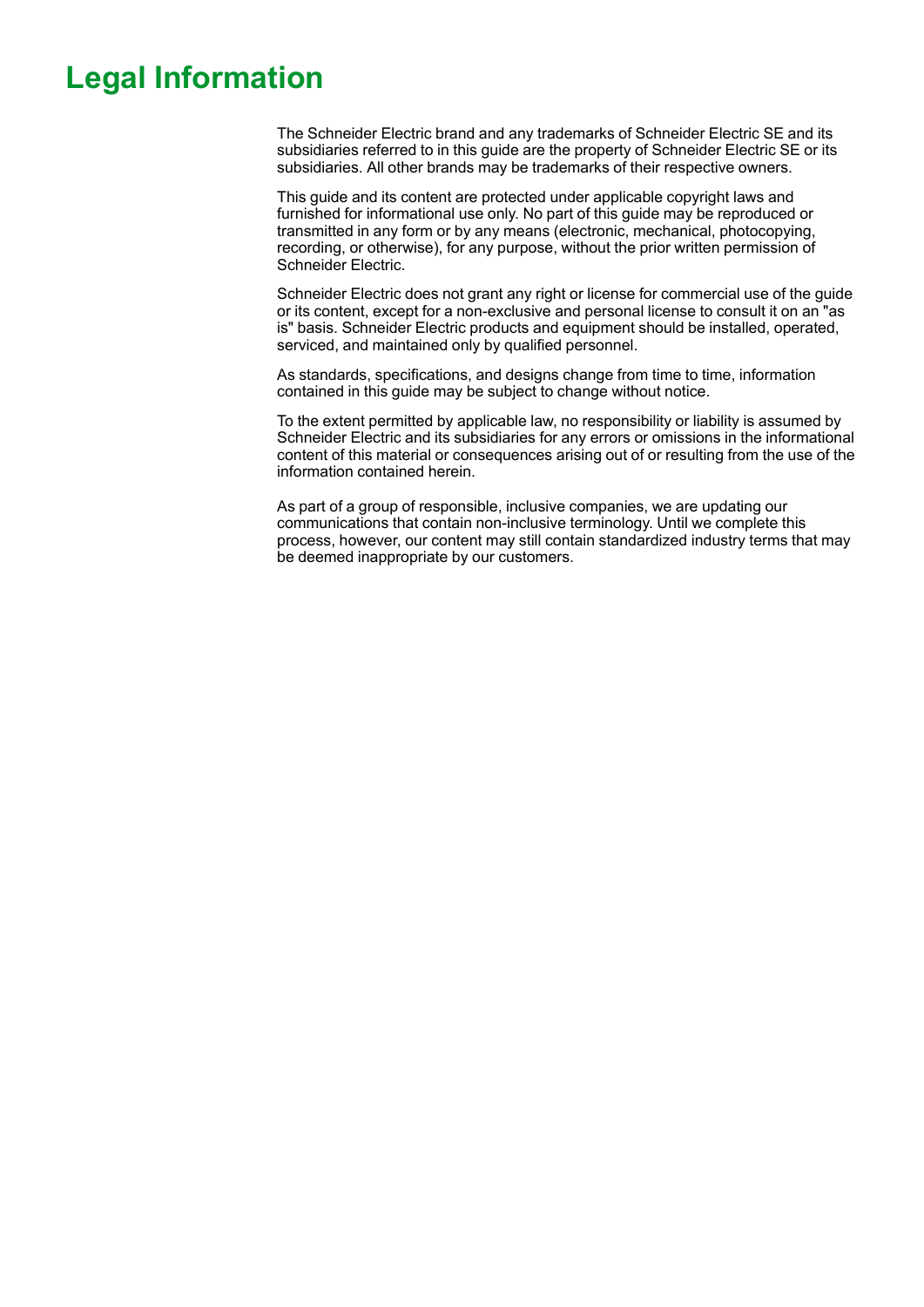# Legal Information

The Schneider Electric brand and any trademarks of Schneider Electric SE and its subsidiaries referred to in this guide are the property of Schneider Electric SE or its subsidiaries. All other brands may be trademarks of their respective owners.

This guide and its content are protected under applicable copyright laws and furnished for informational use only. No part of this guide may be reproduced or transmitted in any form or by any means (electronic, mechanical, photocopying, recording, or otherwise), for any purpose, without the prior written permission of Schneider Electric.

Schneider Electric does not grant any right or license for commercial use of the guide or its content, except for a non-exclusive and personal license to consult it on an "as is" basis. Schneider Electric products and equipment should be installed, operated, serviced, and maintained only by qualified personnel.

As standards, specifications, and designs change from time to time, information contained in this guide may be subject to change without notice.

To the extent permitted by applicable law, no responsibility or liability is assumed by Schneider Electric and its subsidiaries for any errors or omissions in the informational content of this material or consequences arising out of or resulting from the use of the information contained herein.

As part of a group of responsible, inclusive companies, we are updating our communications that contain non-inclusive terminology. Until we complete this process, however, our content may still contain standardized industry terms that may be deemed inappropriate by our customers.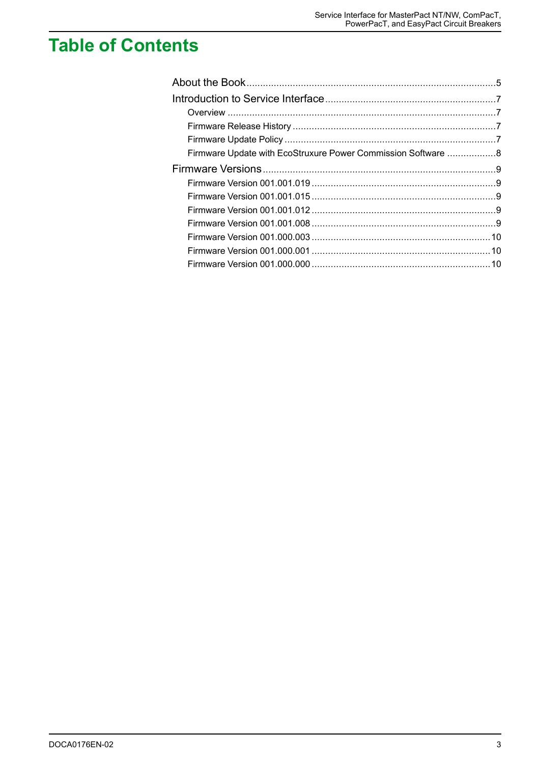# Table of Contents

About the Book ..........5

Introduction to Service Interface ..........7

- Overview ..........7
- Firmware Release History ..........7
- Firmware Update Policy ..........7
- Firmware Update with EcoStruxure Power Commission Software ..........8

Firmware Versions ..........9

- Firmware Version 001.001.019 ..........9
- Firmware Version 001.001.015 ..........9
- Firmware Version 001.001.012 ..........9
- Firmware Version 001.001.008 ..........9
- Firmware Version 001.000.003 ..........10
- Firmware Version 001.000.001 ..........10
- Firmware Version 001.000.000 ..........10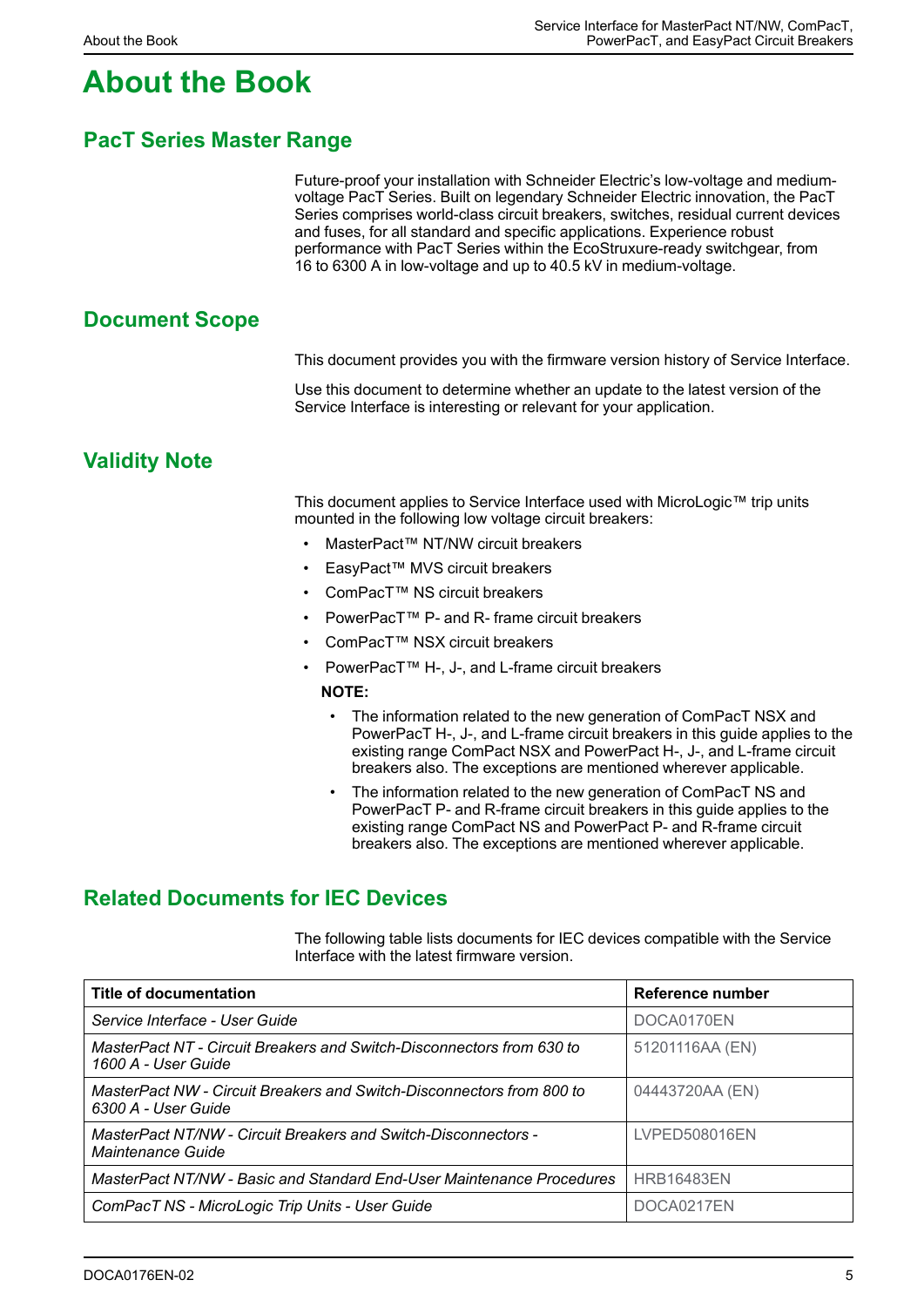# About the Book

## PacT Series Master Range

Future-proof your installation with Schneider Electric's low-voltage and medium-voltage PacT Series. Built on legendary Schneider Electric innovation, the PacT Series comprises world-class circuit breakers, switches, residual current devices and fuses, for all standard and specific applications. Experience robust performance with PacT Series within the EcoStruxure-ready switchgear, from 16 to 6300 A in low-voltage and up to 40.5 kV in medium-voltage.

## Document Scope

This document provides you with the firmware version history of Service Interface.

Use this document to determine whether an update to the latest version of the Service Interface is interesting or relevant for your application.

## Validity Note

This document applies to Service Interface used with MicroLogic™ trip units mounted in the following low voltage circuit breakers:

- MasterPact™ NT/NW circuit breakers
- EasyPact™ MVS circuit breakers
- ComPacT™ NS circuit breakers
- PowerPacT™ P- and R- frame circuit breakers
- ComPacT™ NSX circuit breakers
- PowerPacT™ H-, J-, and L-frame circuit breakers

**NOTE:**

- The information related to the new generation of ComPacT NSX and PowerPacT H-, J-, and L-frame circuit breakers in this guide applies to the existing range ComPact NSX and PowerPact H-, J-, and L-frame circuit breakers also. The exceptions are mentioned wherever applicable.
- The information related to the new generation of ComPacT NS and PowerPacT P- and R-frame circuit breakers in this guide applies to the existing range ComPact NS and PowerPact P- and R-frame circuit breakers also. The exceptions are mentioned wherever applicable.

## Related Documents for IEC Devices

The following table lists documents for IEC devices compatible with the Service Interface with the latest firmware version.

| Title of documentation | Reference number |
|---|---|
| *Service Interface - User Guide* | DOCA0170EN |
| *MasterPact NT - Circuit Breakers and Switch-Disconnectors from 630 to 1600 A - User Guide* | 51201116AA (EN) |
| *MasterPact NW - Circuit Breakers and Switch-Disconnectors from 800 to 6300 A - User Guide* | 04443720AA (EN) |
| *MasterPact NT/NW - Circuit Breakers and Switch-Disconnectors - Maintenance Guide* | LVPED508016EN |
| *MasterPact NT/NW - Basic and Standard End-User Maintenance Procedures* | HRB16483EN |
| *ComPacT NS - MicroLogic Trip Units - User Guide* | DOCA0217EN |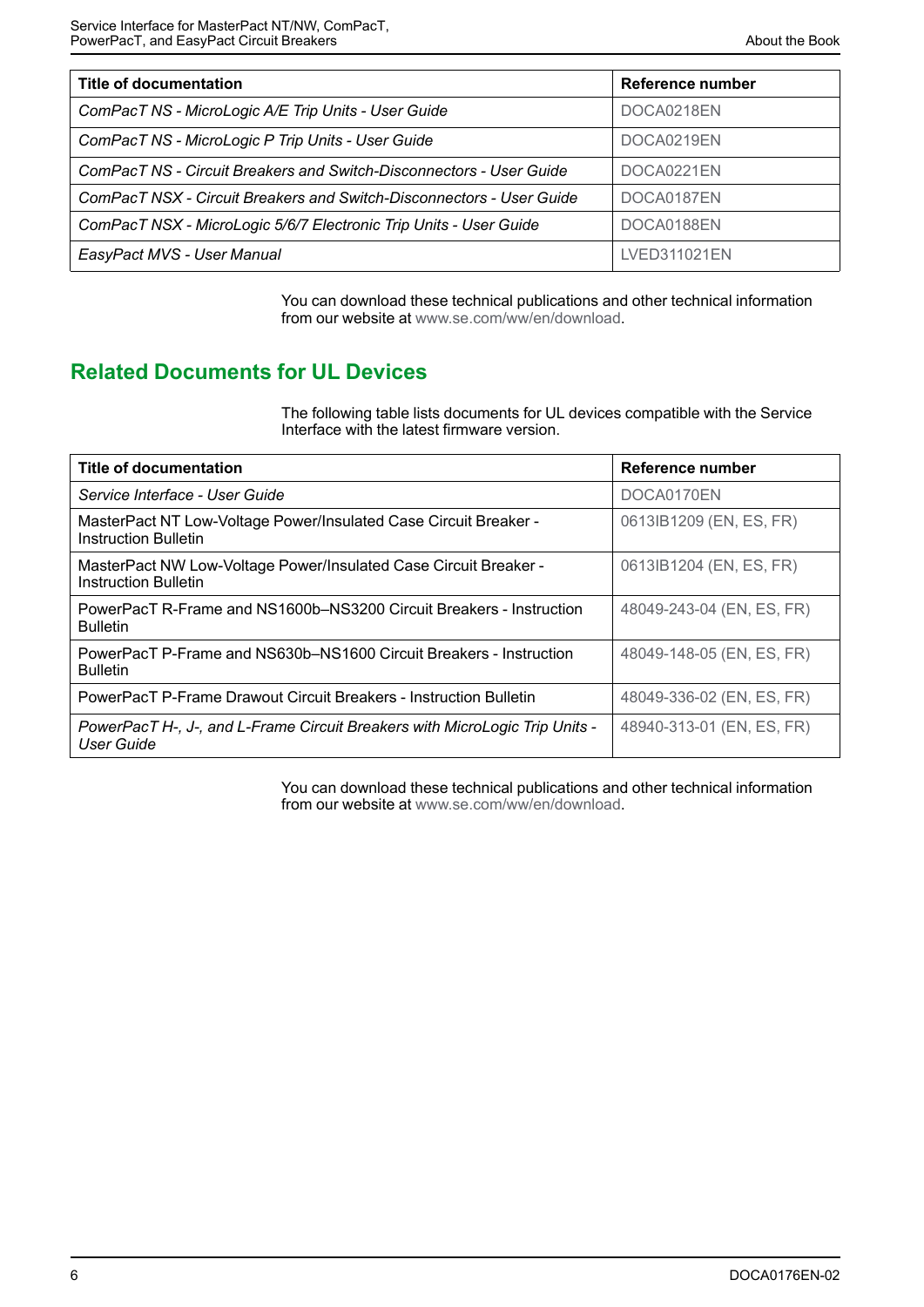| Title of documentation | Reference number |
|---|---|
| *ComPacT NS - MicroLogic A/E Trip Units - User Guide* | DOCA0218EN |
| *ComPacT NS - MicroLogic P Trip Units - User Guide* | DOCA0219EN |
| *ComPacT NS - Circuit Breakers and Switch-Disconnectors - User Guide* | DOCA0221EN |
| *ComPacT NSX - Circuit Breakers and Switch-Disconnectors - User Guide* | DOCA0187EN |
| *ComPacT NSX - MicroLogic 5/6/7 Electronic Trip Units - User Guide* | DOCA0188EN |
| *EasyPact MVS - User Manual* | LVED311021EN |

You can download these technical publications and other technical information from our website at www.se.com/ww/en/download.

## Related Documents for UL Devices

The following table lists documents for UL devices compatible with the Service Interface with the latest firmware version.

| Title of documentation | Reference number |
|---|---|
| *Service Interface - User Guide* | DOCA0170EN |
| MasterPact NT Low-Voltage Power/Insulated Case Circuit Breaker - Instruction Bulletin | 0613IB1209 (EN, ES, FR) |
| MasterPact NW Low-Voltage Power/Insulated Case Circuit Breaker - Instruction Bulletin | 0613IB1204 (EN, ES, FR) |
| PowerPacT R-Frame and NS1600b–NS3200 Circuit Breakers - Instruction Bulletin | 48049-243-04 (EN, ES, FR) |
| PowerPacT P-Frame and NS630b–NS1600 Circuit Breakers - Instruction Bulletin | 48049-148-05 (EN, ES, FR) |
| PowerPacT P-Frame Drawout Circuit Breakers - Instruction Bulletin | 48049-336-02 (EN, ES, FR) |
| *PowerPacT H-, J-, and L-Frame Circuit Breakers with MicroLogic Trip Units - User Guide* | 48940-313-01 (EN, ES, FR) |

You can download these technical publications and other technical information from our website at www.se.com/ww/en/download.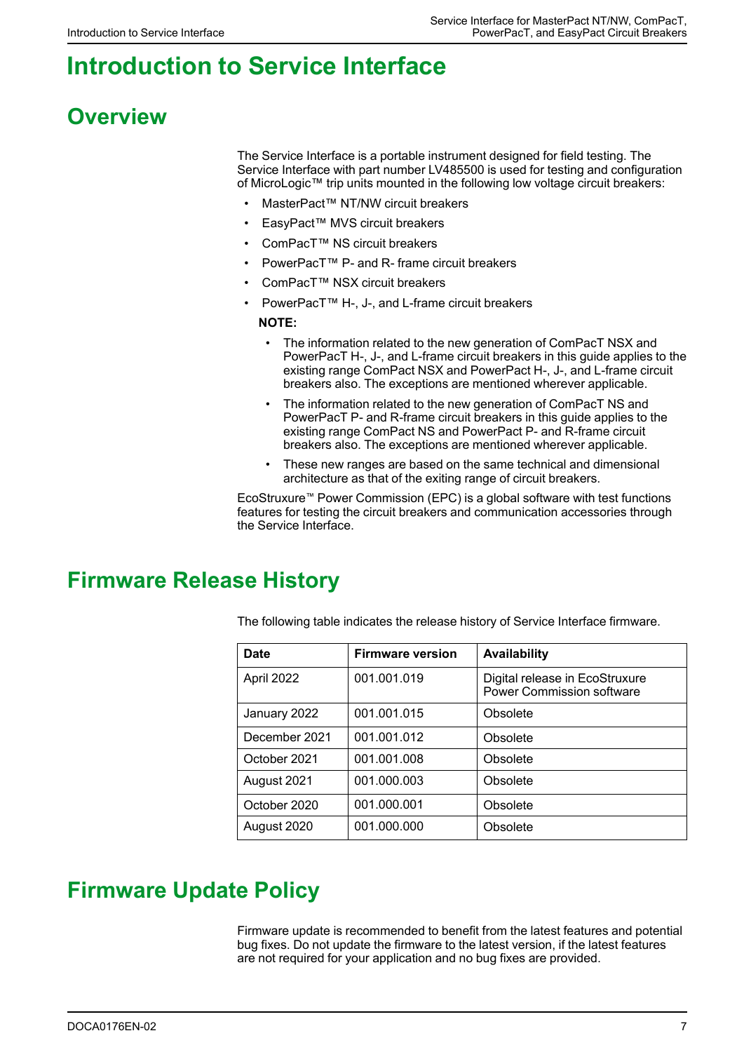# Introduction to Service Interface

## Overview

The Service Interface is a portable instrument designed for field testing. The Service Interface with part number LV485500 is used for testing and configuration of MicroLogic™ trip units mounted in the following low voltage circuit breakers:

- MasterPact™ NT/NW circuit breakers
- EasyPact™ MVS circuit breakers
- ComPacT™ NS circuit breakers
- PowerPacT™ P- and R- frame circuit breakers
- ComPacT™ NSX circuit breakers
- PowerPacT™ H-, J-, and L-frame circuit breakers

**NOTE:**

- The information related to the new generation of ComPacT NSX and PowerPacT H-, J-, and L-frame circuit breakers in this guide applies to the existing range ComPact NSX and PowerPact H-, J-, and L-frame circuit breakers also. The exceptions are mentioned wherever applicable.
- The information related to the new generation of ComPacT NS and PowerPacT P- and R-frame circuit breakers in this guide applies to the existing range ComPact NS and PowerPact P- and R-frame circuit breakers also. The exceptions are mentioned wherever applicable.
- These new ranges are based on the same technical and dimensional architecture as that of the exiting range of circuit breakers.

EcoStruxure™ Power Commission (EPC) is a global software with test functions features for testing the circuit breakers and communication accessories through the Service Interface.

## Firmware Release History

The following table indicates the release history of Service Interface firmware.

| Date | Firmware version | Availability |
|---|---|---|
| April 2022 | 001.001.019 | Digital release in EcoStruxure Power Commission software |
| January 2022 | 001.001.015 | Obsolete |
| December 2021 | 001.001.012 | Obsolete |
| October 2021 | 001.001.008 | Obsolete |
| August 2021 | 001.000.003 | Obsolete |
| October 2020 | 001.000.001 | Obsolete |
| August 2020 | 001.000.000 | Obsolete |

## Firmware Update Policy

Firmware update is recommended to benefit from the latest features and potential bug fixes. Do not update the firmware to the latest version, if the latest features are not required for your application and no bug fixes are provided.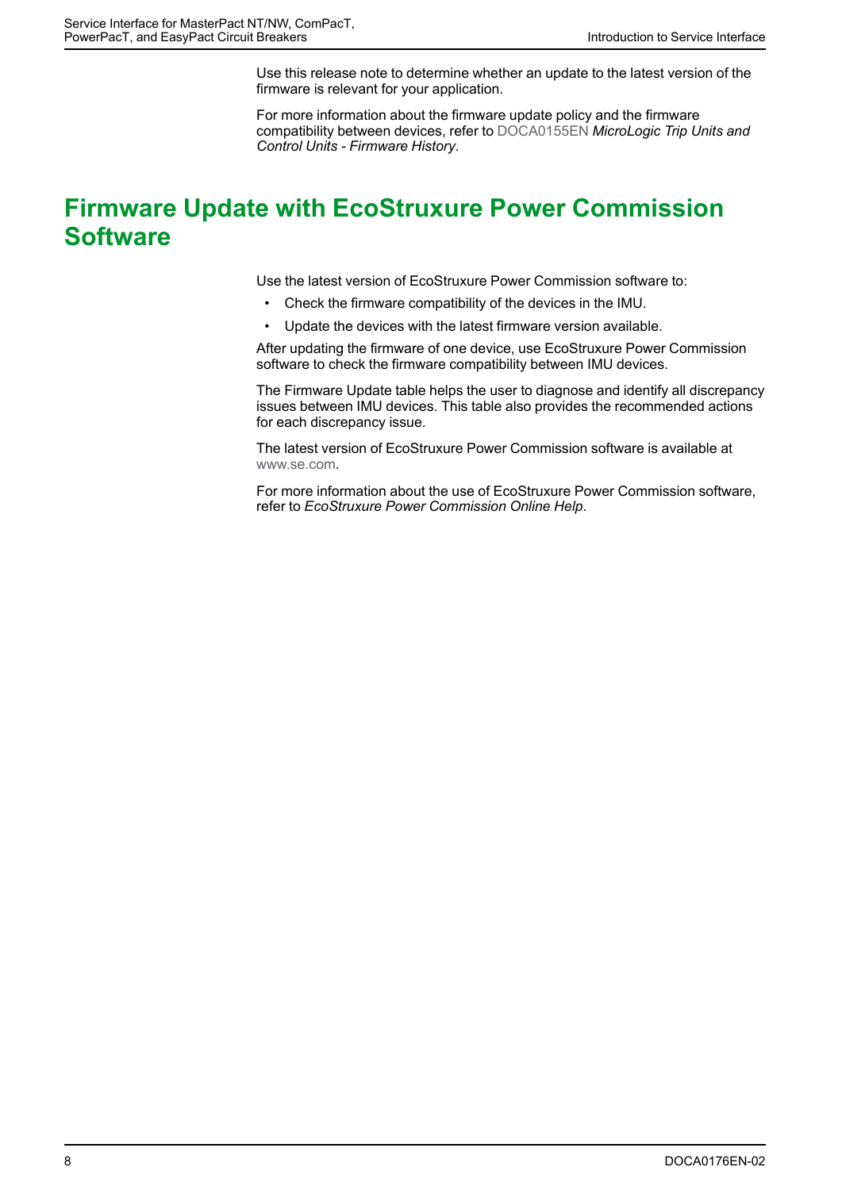Use this release note to determine whether an update to the latest version of the firmware is relevant for your application.

For more information about the firmware update policy and the firmware compatibility between devices, refer to DOCA0155EN *MicroLogic Trip Units and Control Units - Firmware History*.

# Firmware Update with EcoStruxure Power Commission Software

Use the latest version of EcoStruxure Power Commission software to:

- Check the firmware compatibility of the devices in the IMU.
- Update the devices with the latest firmware version available.

After updating the firmware of one device, use EcoStruxure Power Commission software to check the firmware compatibility between IMU devices.

The Firmware Update table helps the user to diagnose and identify all discrepancy issues between IMU devices. This table also provides the recommended actions for each discrepancy issue.

The latest version of EcoStruxure Power Commission software is available at www.se.com.

For more information about the use of EcoStruxure Power Commission software, refer to *EcoStruxure Power Commission Online Help*.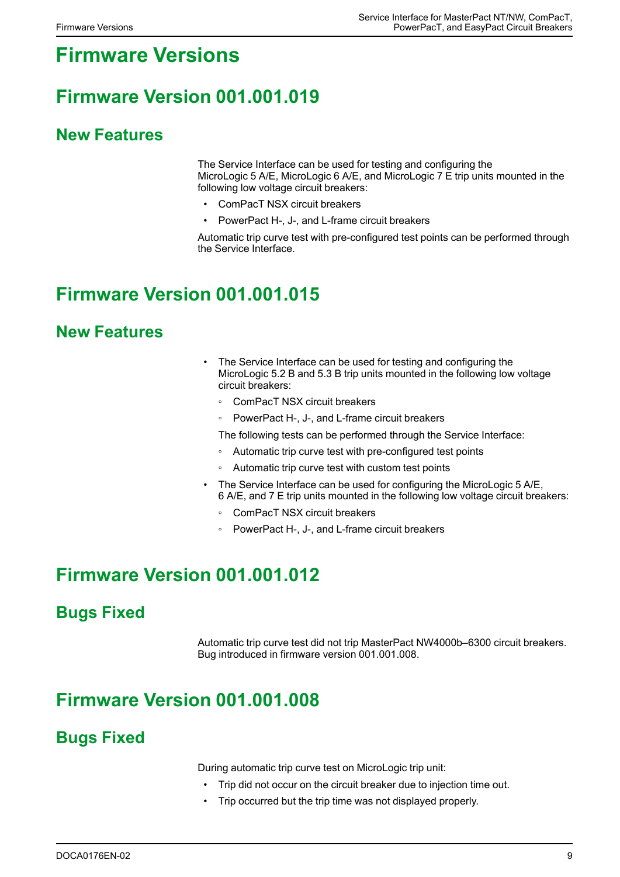# Firmware Versions

## Firmware Version 001.001.019

### New Features

The Service Interface can be used for testing and configuring the MicroLogic 5 A/E, MicroLogic 6 A/E, and MicroLogic 7 E trip units mounted in the following low voltage circuit breakers:

- ComPacT NSX circuit breakers
- PowerPact H-, J-, and L-frame circuit breakers

Automatic trip curve test with pre-configured test points can be performed through the Service Interface.

## Firmware Version 001.001.015

### New Features

- The Service Interface can be used for testing and configuring the MicroLogic 5.2 B and 5.3 B trip units mounted in the following low voltage circuit breakers:
  - ComPacT NSX circuit breakers
  - PowerPact H-, J-, and L-frame circuit breakers

  The following tests can be performed through the Service Interface:
  - Automatic trip curve test with pre-configured test points
  - Automatic trip curve test with custom test points
- The Service Interface can be used for configuring the MicroLogic 5 A/E, 6 A/E, and 7 E trip units mounted in the following low voltage circuit breakers:
  - ComPacT NSX circuit breakers
  - PowerPact H-, J-, and L-frame circuit breakers

## Firmware Version 001.001.012

### Bugs Fixed

Automatic trip curve test did not trip MasterPact NW4000b–6300 circuit breakers. Bug introduced in firmware version 001.001.008.

## Firmware Version 001.001.008

### Bugs Fixed

During automatic trip curve test on MicroLogic trip unit:

- Trip did not occur on the circuit breaker due to injection time out.
- Trip occurred but the trip time was not displayed properly.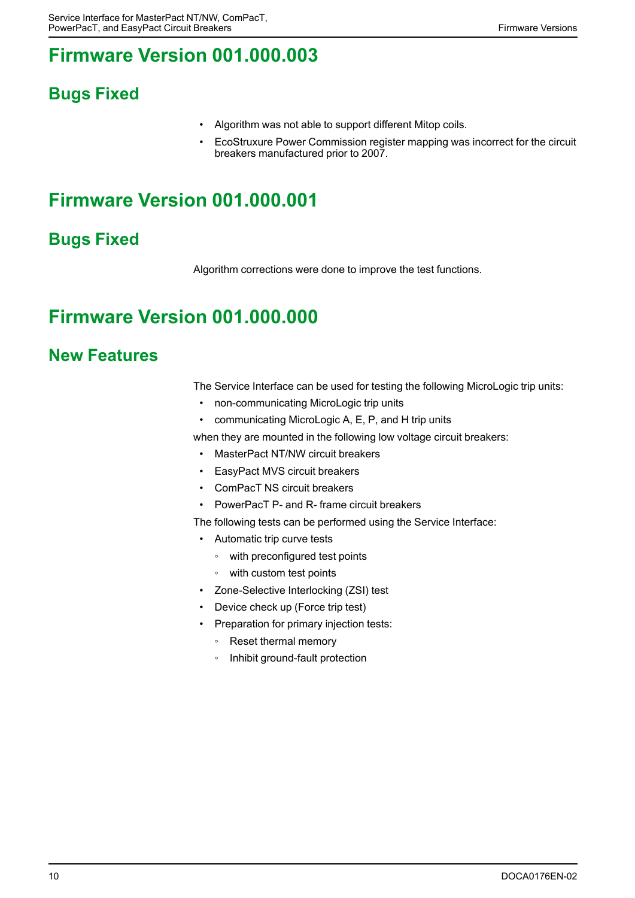# Firmware Version 001.000.003

## Bugs Fixed

- Algorithm was not able to support different Mitop coils.
- EcoStruxure Power Commission register mapping was incorrect for the circuit breakers manufactured prior to 2007.

# Firmware Version 001.000.001

## Bugs Fixed

Algorithm corrections were done to improve the test functions.

# Firmware Version 001.000.000

## New Features

The Service Interface can be used for testing the following MicroLogic trip units:

- non-communicating MicroLogic trip units
- communicating MicroLogic A, E, P, and H trip units

when they are mounted in the following low voltage circuit breakers:

- MasterPact NT/NW circuit breakers
- EasyPact MVS circuit breakers
- ComPacT NS circuit breakers
- PowerPacT P- and R- frame circuit breakers

The following tests can be performed using the Service Interface:

- Automatic trip curve tests
  - with preconfigured test points
  - with custom test points
- Zone-Selective Interlocking (ZSI) test
- Device check up (Force trip test)
- Preparation for primary injection tests:
  - Reset thermal memory
  - Inhibit ground-fault protection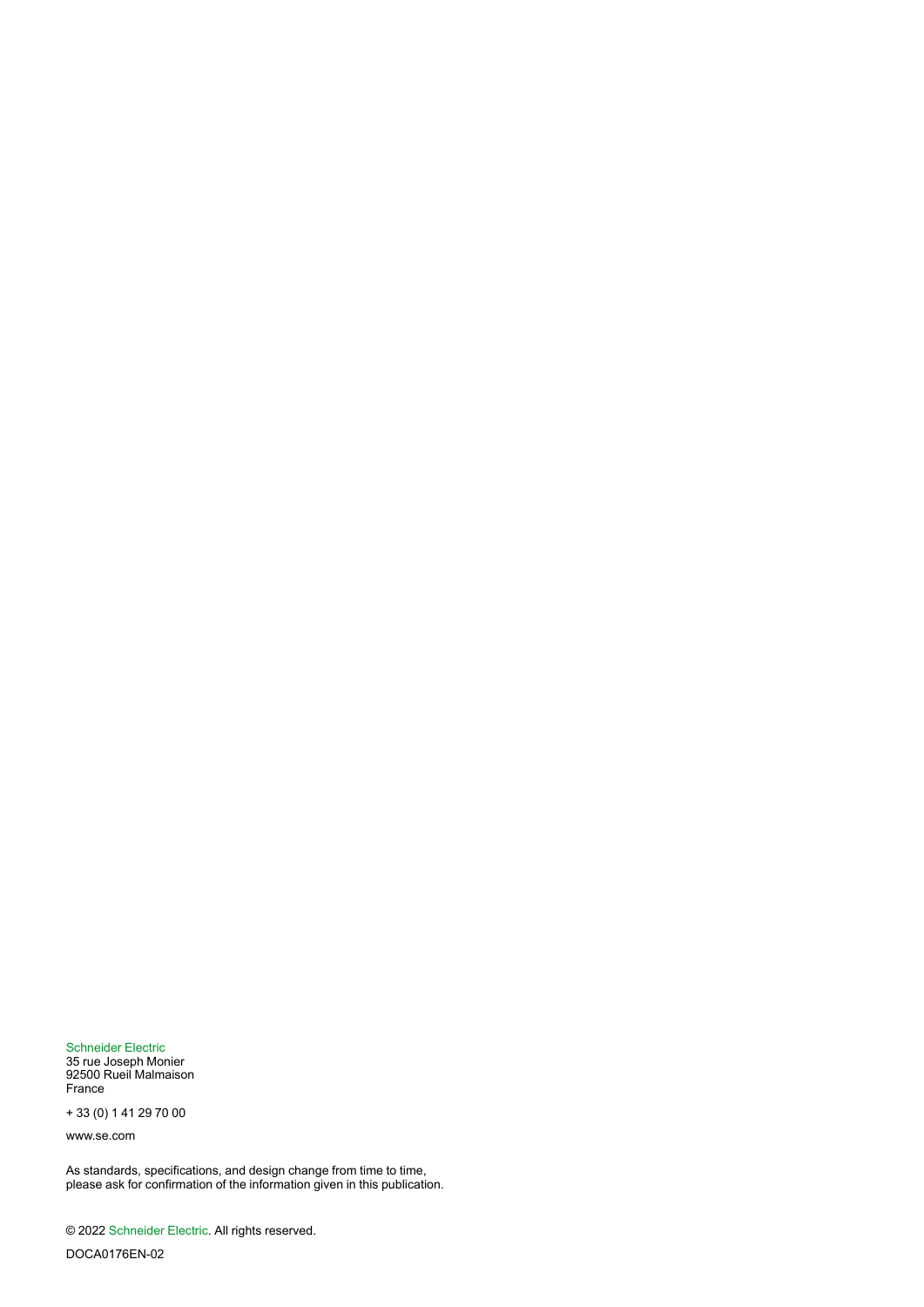Schneider Electric
35 rue Joseph Monier
92500 Rueil Malmaison
France

+ 33 (0) 1 41 29 70 00

www.se.com

As standards, specifications, and design change from time to time, please ask for confirmation of the information given in this publication.

© 2022 Schneider Electric. All rights reserved.

DOCA0176EN-02